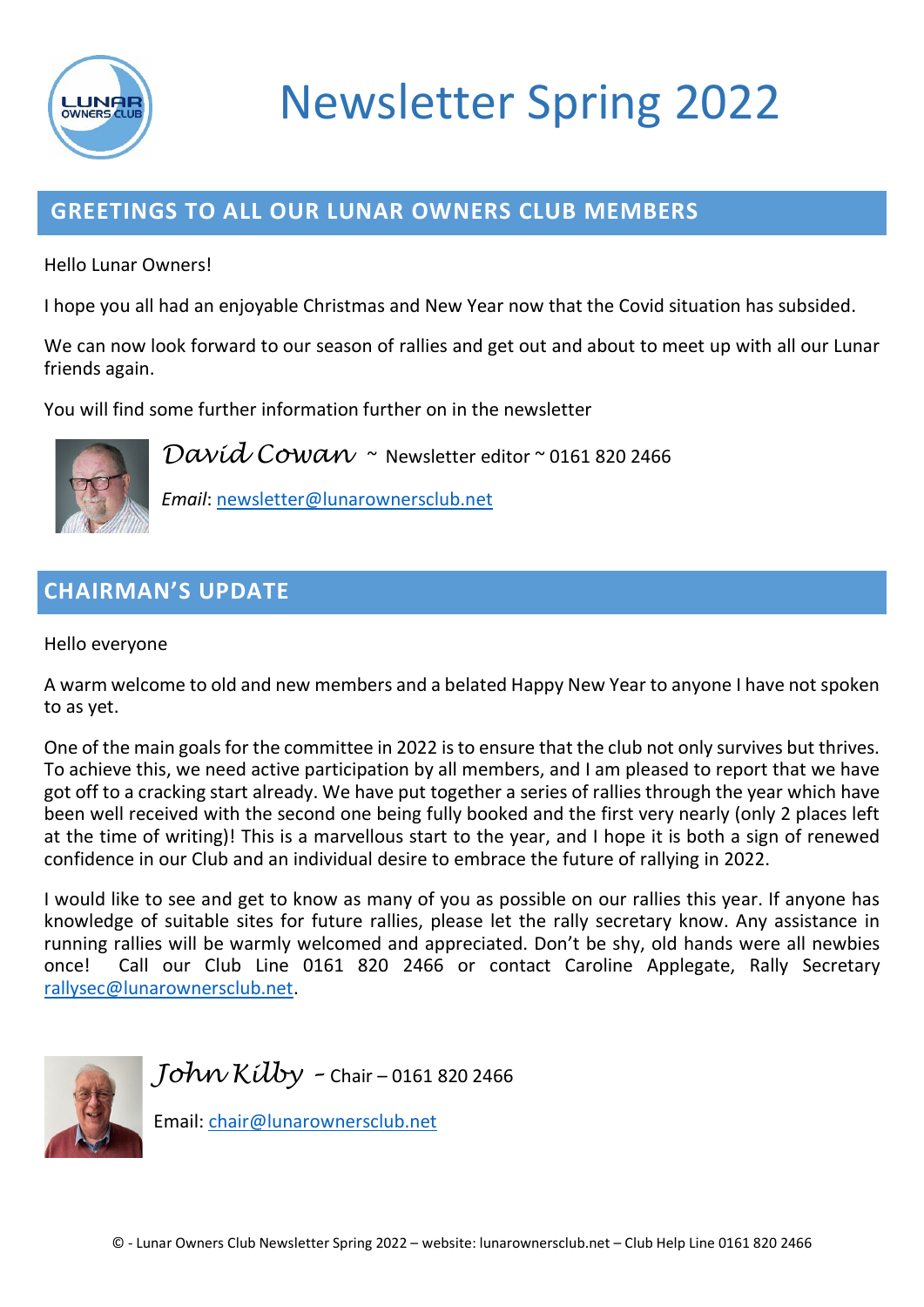# Newsletter Spring 2022

## GREETINGS TO ALL OUR LUNAR OWNERS CLUB MEMBERS

Hello Lunar Owners!

I hope you all had an enjoyable Christmas and New Year now that the Covid situation has subsided.

We can now look forward to our season of rallies and get out and about to meet up with all our Lunar friends again.

You will find some further information further on in the newsletter

*David Cowan* ~ Newsletter editor ~ 0161 820 2466

*Email*: newsletter@lunarownersclub.net

## CHAIRMAN'S UPDATE

Hello everyone

A warm welcome to old and new members and a belated Happy New Year to anyone I have not spoken to as yet.

One of the main goals for the committee in 2022 is to ensure that the club not only survives but thrives. To achieve this, we need active participation by all members, and I am pleased to report that we have got off to a cracking start already. We have put together a series of rallies through the year which have been well received with the second one being fully booked and the first very nearly (only 2 places left at the time of writing)! This is a marvellous start to the year, and I hope it is both a sign of renewed confidence in our Club and an individual desire to embrace the future of rallying in 2022.

I would like to see and get to know as many of you as possible on our rallies this year. If anyone has knowledge of suitable sites for future rallies, please let the rally secretary know. Any assistance in running rallies will be warmly welcomed and appreciated. Don't be shy, old hands were all newbies once! Call our Club Line 0161 820 2466 or contact Caroline Applegate, Rally Secretary rallysec@lunarownersclub.net.

*John Kilby* – Chair – 0161 820 2466

Email: chair@lunarownersclub.net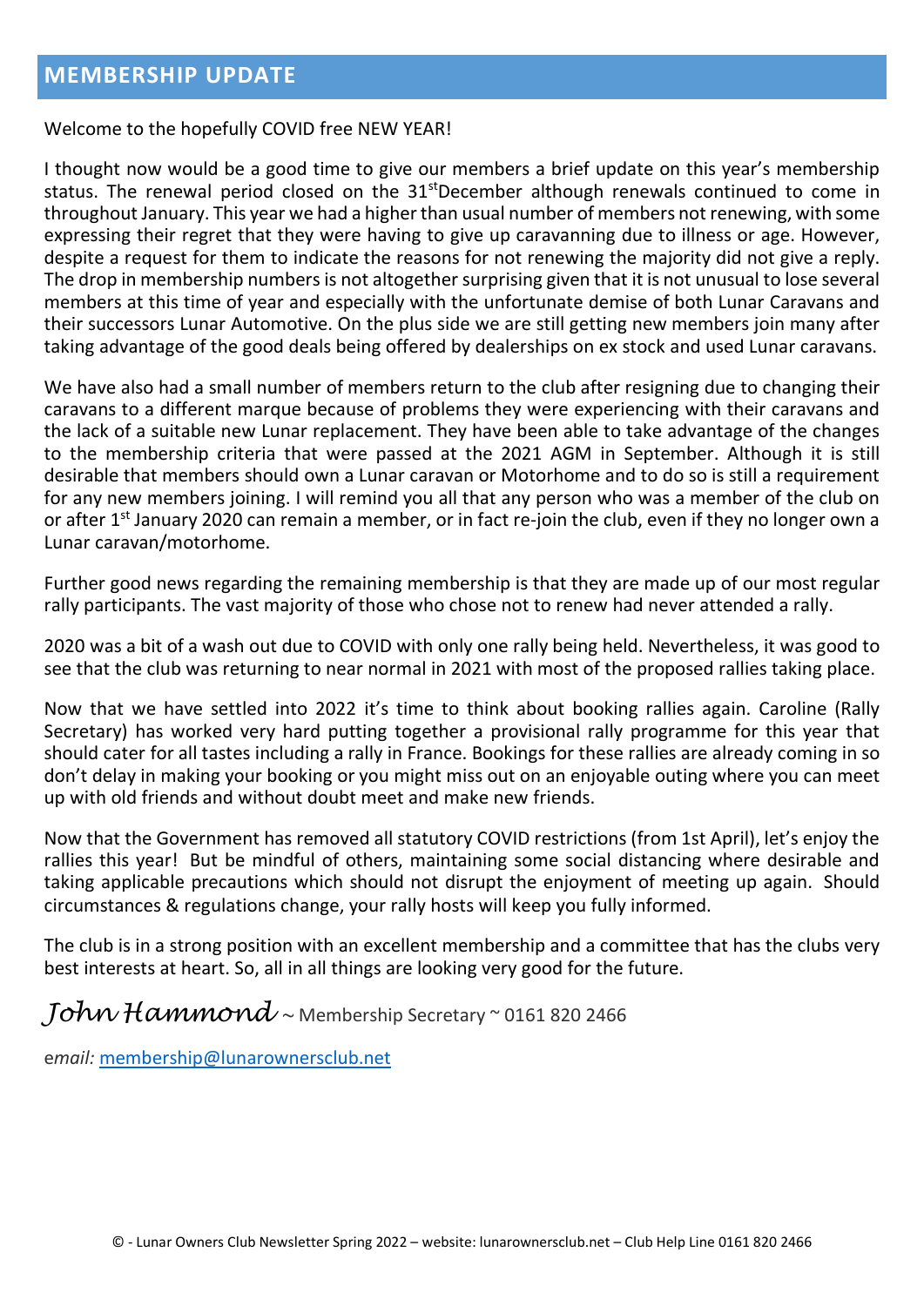## MEMBERSHIP UPDATE

Welcome to the hopefully COVID free NEW YEAR!

I thought now would be a good time to give our members a brief update on this year's membership status. The renewal period closed on the 31st December although renewals continued to come in throughout January. This year we had a higher than usual number of members not renewing, with some expressing their regret that they were having to give up caravanning due to illness or age. However, despite a request for them to indicate the reasons for not renewing the majority did not give a reply. The drop in membership numbers is not altogether surprising given that it is not unusual to lose several members at this time of year and especially with the unfortunate demise of both Lunar Caravans and their successors Lunar Automotive. On the plus side we are still getting new members join many after taking advantage of the good deals being offered by dealerships on ex stock and used Lunar caravans.

We have also had a small number of members return to the club after resigning due to changing their caravans to a different marque because of problems they were experiencing with their caravans and the lack of a suitable new Lunar replacement. They have been able to take advantage of the changes to the membership criteria that were passed at the 2021 AGM in September. Although it is still desirable that members should own a Lunar caravan or Motorhome and to do so is still a requirement for any new members joining. I will remind you all that any person who was a member of the club on or after 1st January 2020 can remain a member, or in fact re-join the club, even if they no longer own a Lunar caravan/motorhome.

Further good news regarding the remaining membership is that they are made up of our most regular rally participants. The vast majority of those who chose not to renew had never attended a rally.

2020 was a bit of a wash out due to COVID with only one rally being held. Nevertheless, it was good to see that the club was returning to near normal in 2021 with most of the proposed rallies taking place.

Now that we have settled into 2022 it's time to think about booking rallies again. Caroline (Rally Secretary) has worked very hard putting together a provisional rally programme for this year that should cater for all tastes including a rally in France. Bookings for these rallies are already coming in so don't delay in making your booking or you might miss out on an enjoyable outing where you can meet up with old friends and without doubt meet and make new friends.

Now that the Government has removed all statutory COVID restrictions (from 1st April), let's enjoy the rallies this year! But be mindful of others, maintaining some social distancing where desirable and taking applicable precautions which should not disrupt the enjoyment of meeting up again. Should circumstances & regulations change, your rally hosts will keep you fully informed.

The club is in a strong position with an excellent membership and a committee that has the clubs very best interests at heart. So, all in all things are looking very good for the future.

*John Hammond* ~ Membership Secretary ~ 0161 820 2466

*email:* membership@lunarownersclub.net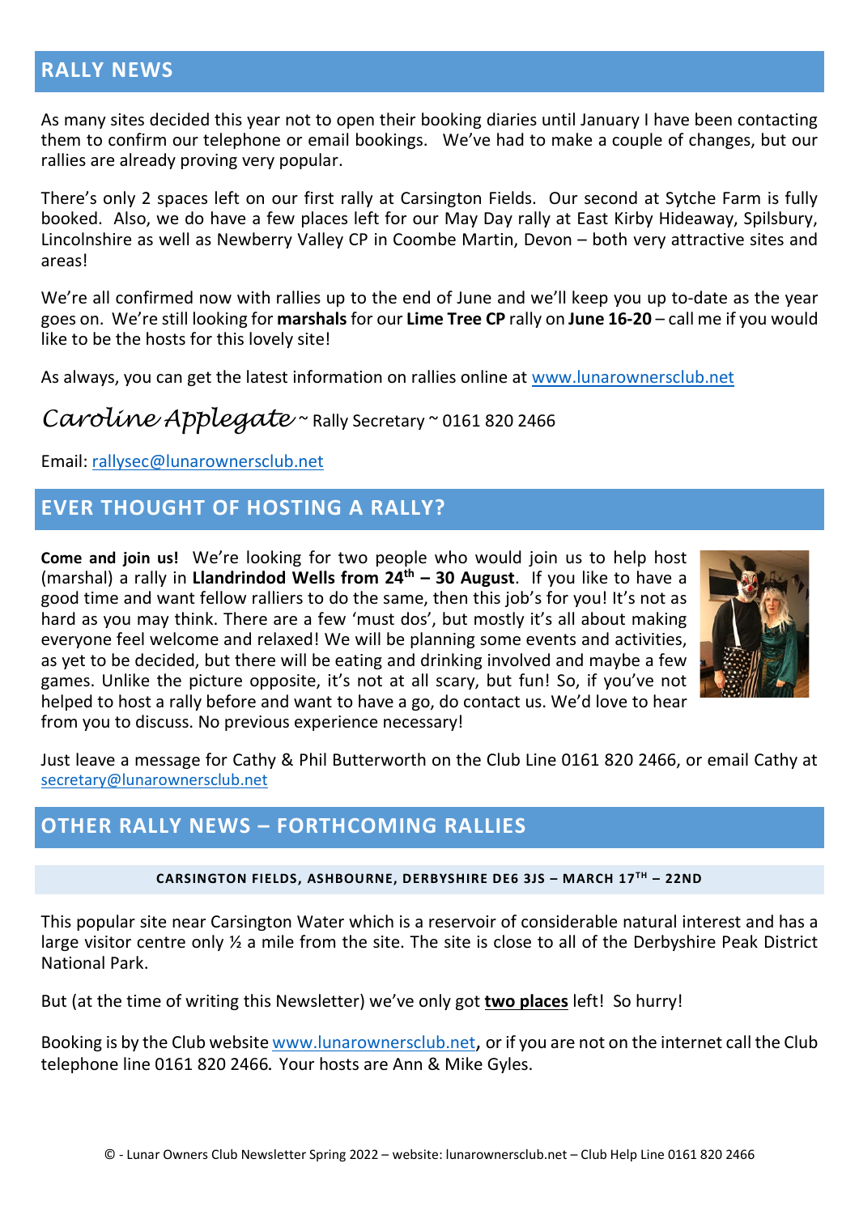## RALLY NEWS

As many sites decided this year not to open their booking diaries until January I have been contacting them to confirm our telephone or email bookings. We've had to make a couple of changes, but our rallies are already proving very popular.

There's only 2 spaces left on our first rally at Carsington Fields. Our second at Sytche Farm is fully booked. Also, we do have a few places left for our May Day rally at East Kirby Hideaway, Spilsbury, Lincolnshire as well as Newberry Valley CP in Coombe Martin, Devon – both very attractive sites and areas!

We're all confirmed now with rallies up to the end of June and we'll keep you up to-date as the year goes on. We're still looking for **marshals** for our **Lime Tree CP** rally on **June 16-20** – call me if you would like to be the hosts for this lovely site!

As always, you can get the latest information on rallies online at www.lunarownersclub.net

*Caroline Applegate* ~ Rally Secretary ~ 0161 820 2466

Email: rallysec@lunarownersclub.net

## EVER THOUGHT OF HOSTING A RALLY?

**Come and join us!** We're looking for two people who would join us to help host (marshal) a rally in **Llandrindod Wells from 24th – 30 August**. If you like to have a good time and want fellow ralliers to do the same, then this job's for you! It's not as hard as you may think. There are a few 'must dos', but mostly it's all about making everyone feel welcome and relaxed! We will be planning some events and activities, as yet to be decided, but there will be eating and drinking involved and maybe a few games. Unlike the picture opposite, it's not at all scary, but fun! So, if you've not helped to host a rally before and want to have a go, do contact us. We'd love to hear from you to discuss. No previous experience necessary!

Just leave a message for Cathy & Phil Butterworth on the Club Line 0161 820 2466, or email Cathy at secretary@lunarownersclub.net

## OTHER RALLY NEWS – FORTHCOMING RALLIES

#### CARSINGTON FIELDS, ASHBOURNE, DERBYSHIRE DE6 3JS – MARCH 17TH – 22ND

This popular site near Carsington Water which is a reservoir of considerable natural interest and has a large visitor centre only ½ a mile from the site. The site is close to all of the Derbyshire Peak District National Park.

But (at the time of writing this Newsletter) we've only got **two places** left! So hurry!

Booking is by the Club website www.lunarownersclub.net, or if you are not on the internet call the Club telephone line 0161 820 2466. Your hosts are Ann & Mike Gyles.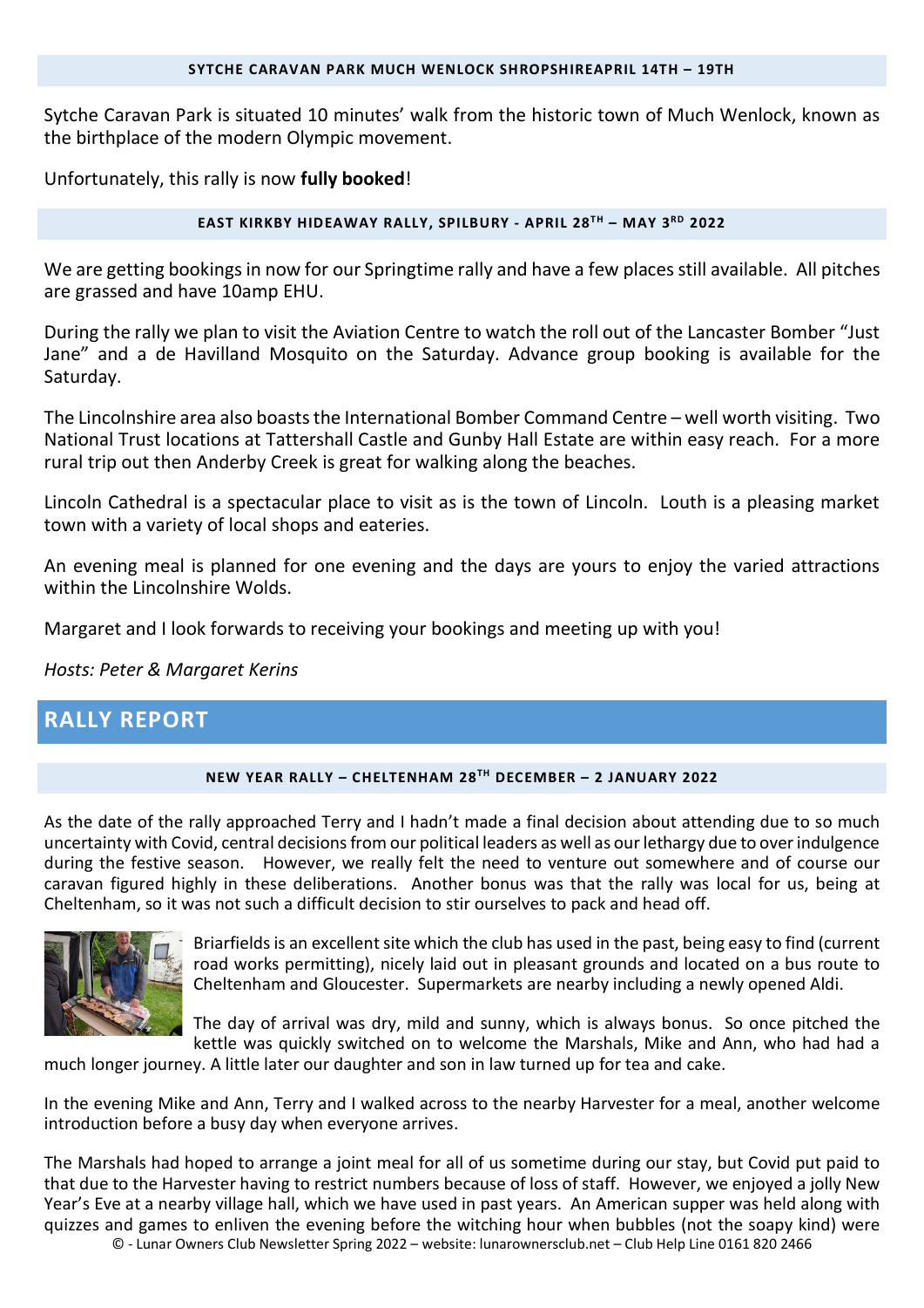### SYTCHE CARAVAN PARK MUCH WENLOCK SHROPSHIREAPRIL 14TH – 19TH

Sytche Caravan Park is situated 10 minutes' walk from the historic town of Much Wenlock, known as the birthplace of the modern Olympic movement.

Unfortunately, this rally is now **fully booked**!

### EAST KIRKBY HIDEAWAY RALLY, SPILBURY - APRIL 28TH – MAY 3RD 2022

We are getting bookings in now for our Springtime rally and have a few places still available. All pitches are grassed and have 10amp EHU.

During the rally we plan to visit the Aviation Centre to watch the roll out of the Lancaster Bomber "Just Jane" and a de Havilland Mosquito on the Saturday. Advance group booking is available for the Saturday.

The Lincolnshire area also boasts the International Bomber Command Centre – well worth visiting. Two National Trust locations at Tattershall Castle and Gunby Hall Estate are within easy reach. For a more rural trip out then Anderby Creek is great for walking along the beaches.

Lincoln Cathedral is a spectacular place to visit as is the town of Lincoln. Louth is a pleasing market town with a variety of local shops and eateries.

An evening meal is planned for one evening and the days are yours to enjoy the varied attractions within the Lincolnshire Wolds.

Margaret and I look forwards to receiving your bookings and meeting up with you!

*Hosts: Peter & Margaret Kerins*

## RALLY REPORT

### NEW YEAR RALLY – CHELTENHAM 28TH DECEMBER – 2 JANUARY 2022

As the date of the rally approached Terry and I hadn't made a final decision about attending due to so much uncertainty with Covid, central decisions from our political leaders as well as our lethargy due to over indulgence during the festive season. However, we really felt the need to venture out somewhere and of course our caravan figured highly in these deliberations. Another bonus was that the rally was local for us, being at Cheltenham, so it was not such a difficult decision to stir ourselves to pack and head off.

Briarfields is an excellent site which the club has used in the past, being easy to find (current road works permitting), nicely laid out in pleasant grounds and located on a bus route to Cheltenham and Gloucester. Supermarkets are nearby including a newly opened Aldi.

The day of arrival was dry, mild and sunny, which is always bonus. So once pitched the kettle was quickly switched on to welcome the Marshals, Mike and Ann, who had had a much longer journey. A little later our daughter and son in law turned up for tea and cake.

In the evening Mike and Ann, Terry and I walked across to the nearby Harvester for a meal, another welcome introduction before a busy day when everyone arrives.

The Marshals had hoped to arrange a joint meal for all of us sometime during our stay, but Covid put paid to that due to the Harvester having to restrict numbers because of loss of staff. However, we enjoyed a jolly New Year's Eve at a nearby village hall, which we have used in past years. An American supper was held along with quizzes and games to enliven the evening before the witching hour when bubbles (not the soapy kind) were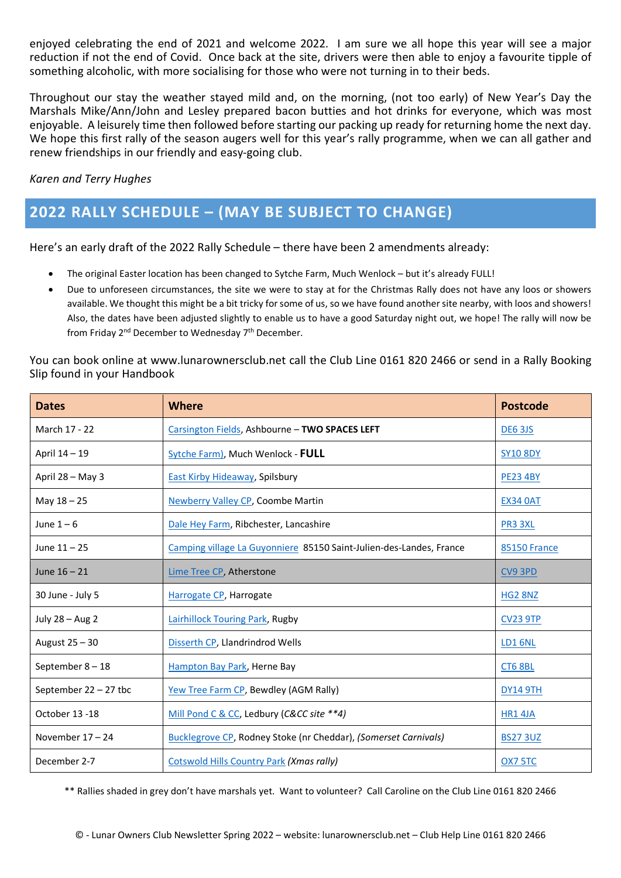enjoyed celebrating the end of 2021 and welcome 2022. I am sure we all hope this year will see a major reduction if not the end of Covid. Once back at the site, drivers were then able to enjoy a favourite tipple of something alcoholic, with more socialising for those who were not turning in to their beds.

Throughout our stay the weather stayed mild and, on the morning, (not too early) of New Year's Day the Marshals Mike/Ann/John and Lesley prepared bacon butties and hot drinks for everyone, which was most enjoyable. A leisurely time then followed before starting our packing up ready for returning home the next day. We hope this first rally of the season augers well for this year's rally programme, when we can all gather and renew friendships in our friendly and easy-going club.

*Karen and Terry Hughes*

## 2022 RALLY SCHEDULE – (MAY BE SUBJECT TO CHANGE)

Here's an early draft of the 2022 Rally Schedule – there have been 2 amendments already:

- The original Easter location has been changed to Sytche Farm, Much Wenlock – but it's already FULL!
- Due to unforeseen circumstances, the site we were to stay at for the Christmas Rally does not have any loos or showers available. We thought this might be a bit tricky for some of us, so we have found another site nearby, with loos and showers! Also, the dates have been adjusted slightly to enable us to have a good Saturday night out, we hope! The rally will now be from Friday 2nd December to Wednesday 7th December.

You can book online at www.lunarownersclub.net call the Club Line 0161 820 2466 or send in a Rally Booking Slip found in your Handbook

| Dates | Where | Postcode |
|---|---|---|
| March 17 - 22 | Carsington Fields, Ashbourne – **TWO SPACES LEFT** | DE6 3JS |
| April 14 – 19 | Sytche Farm), Much Wenlock - **FULL** | SY10 8DY |
| April 28 – May 3 | East Kirby Hideaway, Spilsbury | PE23 4BY |
| May 18 – 25 | Newberry Valley CP, Coombe Martin | EX34 0AT |
| June 1 – 6 | Dale Hey Farm, Ribchester, Lancashire | PR3 3XL |
| June 11 – 25 | Camping village La Guyonniere 85150 Saint-Julien-des-Landes, France | 85150 France |
| June 16 – 21 | Lime Tree CP, Atherstone | CV9 3PD |
| 30 June - July 5 | Harrogate CP, Harrogate | HG2 8NZ |
| July 28 – Aug 2 | Lairhillock Touring Park, Rugby | CV23 9TP |
| August 25 – 30 | Disserth CP, Llandrindrod Wells | LD1 6NL |
| September 8 – 18 | Hampton Bay Park, Herne Bay | CT6 8BL |
| September 22 – 27 tbc | Yew Tree Farm CP, Bewdley (AGM Rally) | DY14 9TH |
| October 13 -18 | Mill Pond C & CC, Ledbury (*C&CC site **4)* | HR1 4JA |
| November 17 – 24 | Bucklegrove CP, Rodney Stoke (nr Cheddar), *(Somerset Carnivals)* | BS27 3UZ |
| December 2-7 | Cotswold Hills Country Park *(Xmas rally)* | OX7 5TC |

** Rallies shaded in grey don't have marshals yet. Want to volunteer? Call Caroline on the Club Line 0161 820 2466